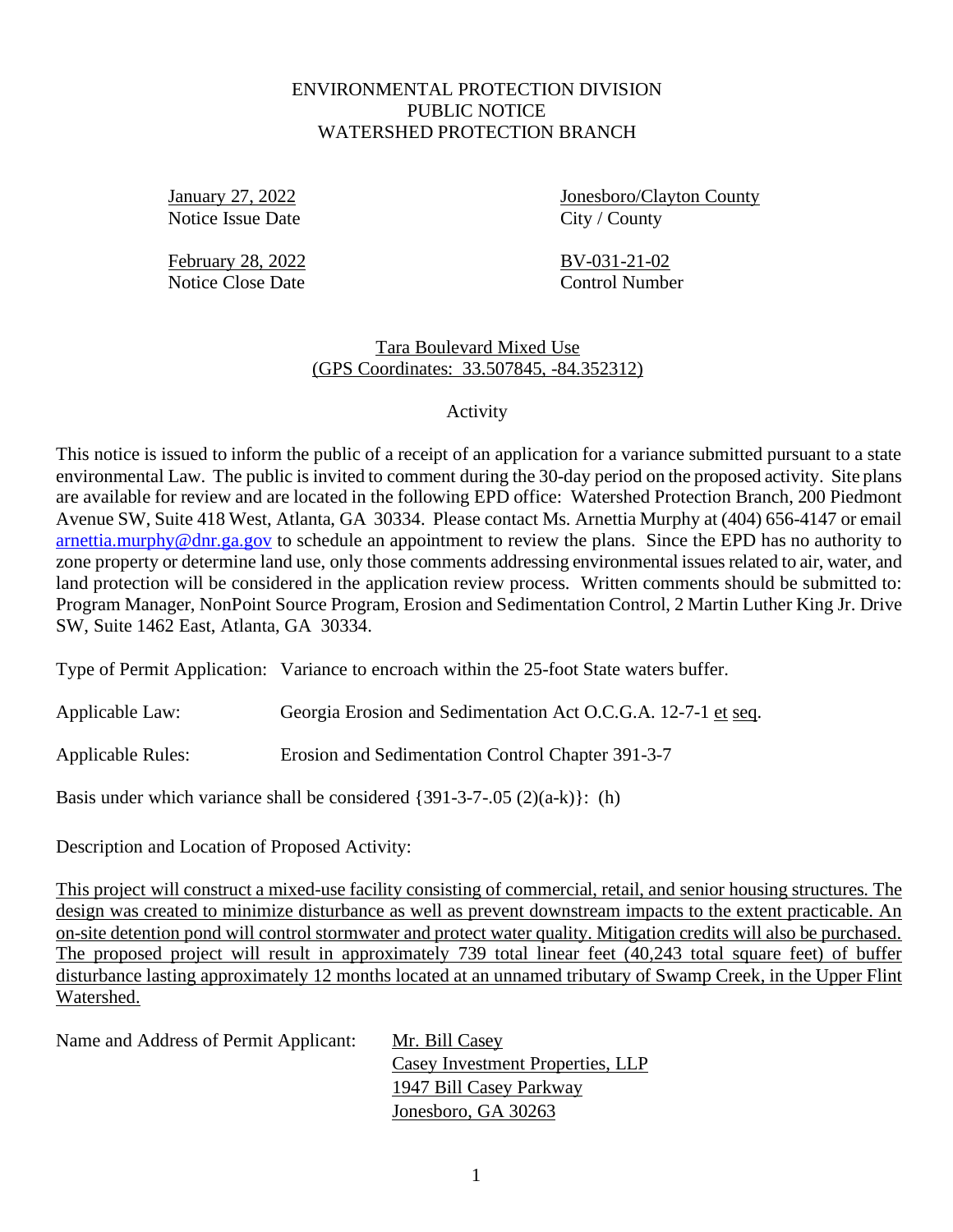# ENVIRONMENTAL PROTECTION DIVISION
## PUBLIC NOTICE
## WATERSHED PROTECTION BRANCH

| | |
|---|---|
| January 27, 2022 | Jonesboro/Clayton County |
| Notice Issue Date | City / County |
| February 28, 2022 | BV-031-21-02 |
| Notice Close Date | Control Number |

### Tara Boulevard Mixed Use
### (GPS Coordinates: 33.507845, -84.352312)

### Activity

This notice is issued to inform the public of a receipt of an application for a variance submitted pursuant to a state environmental Law. The public is invited to comment during the 30-day period on the proposed activity. Site plans are available for review and are located in the following EPD office: Watershed Protection Branch, 200 Piedmont Avenue SW, Suite 418 West, Atlanta, GA 30334. Please contact Ms. Arnettia Murphy at (404) 656-4147 or email arnettia.murphy@dnr.ga.gov to schedule an appointment to review the plans. Since the EPD has no authority to zone property or determine land use, only those comments addressing environmental issues related to air, water, and land protection will be considered in the application review process. Written comments should be submitted to: Program Manager, NonPoint Source Program, Erosion and Sedimentation Control, 2 Martin Luther King Jr. Drive SW, Suite 1462 East, Atlanta, GA 30334.

Type of Permit Application: Variance to encroach within the 25-foot State waters buffer.

Applicable Law: Georgia Erosion and Sedimentation Act O.C.G.A. 12-7-1 et seq.

Applicable Rules: Erosion and Sedimentation Control Chapter 391-3-7

Basis under which variance shall be considered {391-3-7-.05 (2)(a-k)}: (h)

Description and Location of Proposed Activity:

This project will construct a mixed-use facility consisting of commercial, retail, and senior housing structures. The design was created to minimize disturbance as well as prevent downstream impacts to the extent practicable. An on-site detention pond will control stormwater and protect water quality. Mitigation credits will also be purchased. The proposed project will result in approximately 739 total linear feet (40,243 total square feet) of buffer disturbance lasting approximately 12 months located at an unnamed tributary of Swamp Creek, in the Upper Flint Watershed.

Name and Address of Permit Applicant:

Mr. Bill Casey
Casey Investment Properties, LLP
1947 Bill Casey Parkway
Jonesboro, GA 30263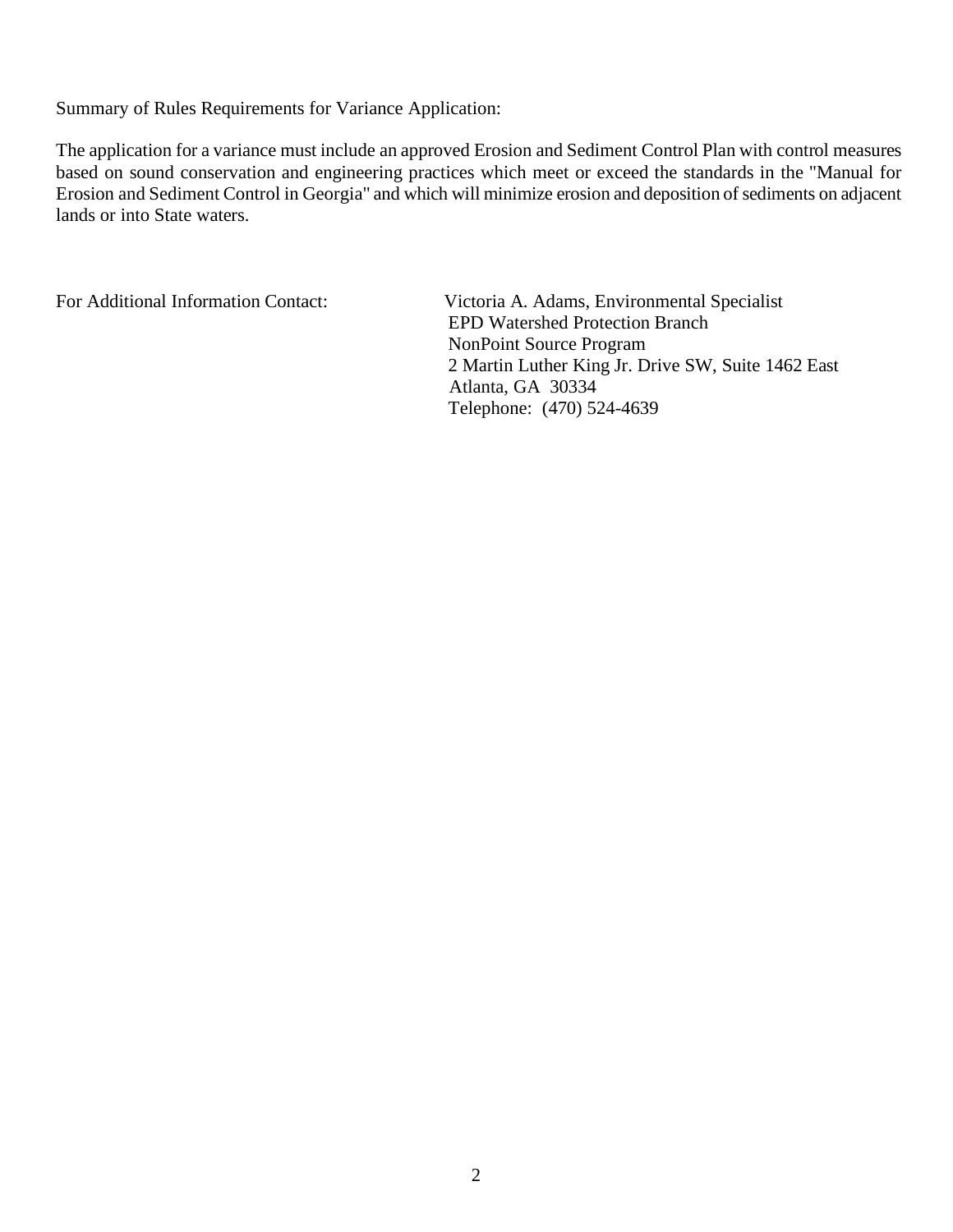Summary of Rules Requirements for Variance Application:

The application for a variance must include an approved Erosion and Sediment Control Plan with control measures based on sound conservation and engineering practices which meet or exceed the standards in the "Manual for Erosion and Sediment Control in Georgia" and which will minimize erosion and deposition of sediments on adjacent lands or into State waters.

For Additional Information Contact:

Victoria A. Adams, Environmental Specialist  
EPD Watershed Protection Branch  
NonPoint Source Program  
2 Martin Luther King Jr. Drive SW, Suite 1462 East  
Atlanta, GA 30334  
Telephone: (470) 524-4639